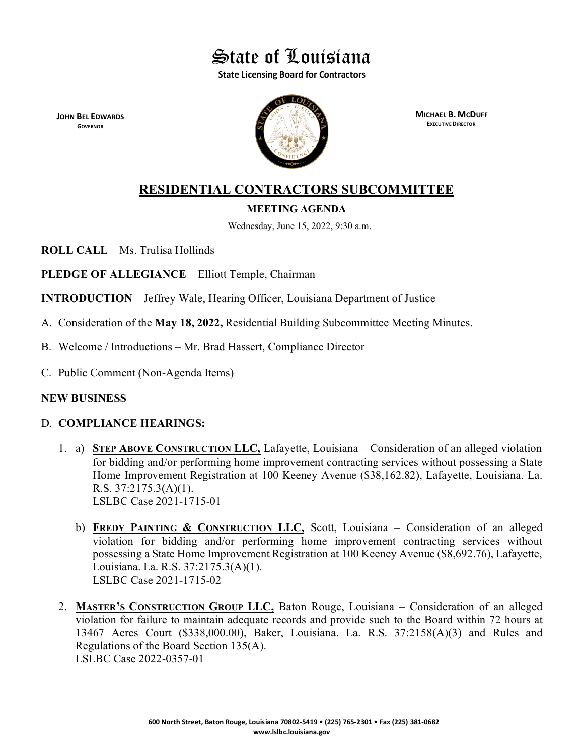# State of Louisiana

**State Licensing Board for Contractors**

**JOHN BEL EDWARDS**
GOVERNOR

**MICHAEL B. MCDUFF**
EXECUTIVE DIRECTOR

## RESIDENTIAL CONTRACTORS SUBCOMMITTEE

**MEETING AGENDA**

Wednesday, June 15, 2022, 9:30 a.m.

**ROLL CALL** – Ms. Trulisa Hollinds

**PLEDGE OF ALLEGIANCE** – Elliott Temple, Chairman

**INTRODUCTION** – Jeffrey Wale, Hearing Officer, Louisiana Department of Justice

A. Consideration of the **May 18, 2022,** Residential Building Subcommittee Meeting Minutes.

B. Welcome / Introductions – Mr. Brad Hassert, Compliance Director

C. Public Comment (Non-Agenda Items)

**NEW BUSINESS**

D. **COMPLIANCE HEARINGS:**

1. a) **STEP ABOVE CONSTRUCTION LLC,** Lafayette, Louisiana – Consideration of an alleged violation for bidding and/or performing home improvement contracting services without possessing a State Home Improvement Registration at 100 Keeney Avenue ($38,162.82), Lafayette, Louisiana. La. R.S. 37:2175.3(A)(1).
   LSLBC Case 2021-1715-01

   b) **FREDY PAINTING & CONSTRUCTION LLC,** Scott, Louisiana – Consideration of an alleged violation for bidding and/or performing home improvement contracting services without possessing a State Home Improvement Registration at 100 Keeney Avenue ($8,692.76), Lafayette, Louisiana. La. R.S. 37:2175.3(A)(1).
   LSLBC Case 2021-1715-02

2. **MASTER'S CONSTRUCTION GROUP LLC,** Baton Rouge, Louisiana – Consideration of an alleged violation for failure to maintain adequate records and provide such to the Board within 72 hours at 13467 Acres Court ($338,000.00), Baker, Louisiana. La. R.S. 37:2158(A)(3) and Rules and Regulations of the Board Section 135(A).
   LSLBC Case 2022-0357-01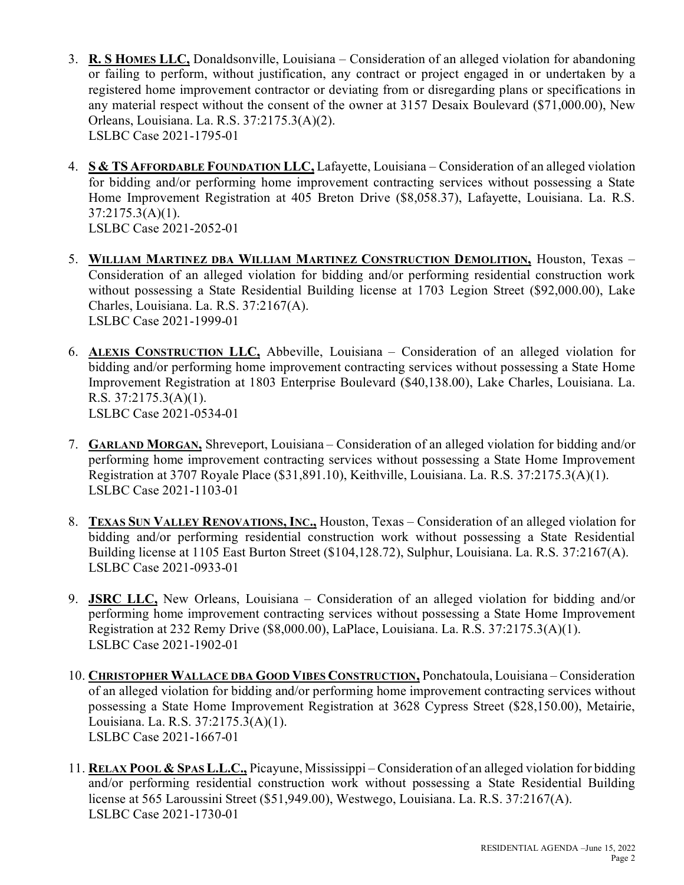3. **R. S HOMES LLC,** Donaldsonville, Louisiana – Consideration of an alleged violation for abandoning or failing to perform, without justification, any contract or project engaged in or undertaken by a registered home improvement contractor or deviating from or disregarding plans or specifications in any material respect without the consent of the owner at 3157 Desaix Boulevard ($71,000.00), New Orleans, Louisiana. La. R.S. 37:2175.3(A)(2).
   LSLBC Case 2021-1795-01

4. **S & TS AFFORDABLE FOUNDATION LLC,** Lafayette, Louisiana – Consideration of an alleged violation for bidding and/or performing home improvement contracting services without possessing a State Home Improvement Registration at 405 Breton Drive ($8,058.37), Lafayette, Louisiana. La. R.S. 37:2175.3(A)(1).
   LSLBC Case 2021-2052-01

5. **WILLIAM MARTINEZ DBA WILLIAM MARTINEZ CONSTRUCTION DEMOLITION,** Houston, Texas – Consideration of an alleged violation for bidding and/or performing residential construction work without possessing a State Residential Building license at 1703 Legion Street ($92,000.00), Lake Charles, Louisiana. La. R.S. 37:2167(A).
   LSLBC Case 2021-1999-01

6. **ALEXIS CONSTRUCTION LLC,** Abbeville, Louisiana – Consideration of an alleged violation for bidding and/or performing home improvement contracting services without possessing a State Home Improvement Registration at 1803 Enterprise Boulevard ($40,138.00), Lake Charles, Louisiana. La. R.S. 37:2175.3(A)(1).
   LSLBC Case 2021-0534-01

7. **GARLAND MORGAN,** Shreveport, Louisiana – Consideration of an alleged violation for bidding and/or performing home improvement contracting services without possessing a State Home Improvement Registration at 3707 Royale Place ($31,891.10), Keithville, Louisiana. La. R.S. 37:2175.3(A)(1).
   LSLBC Case 2021-1103-01

8. **TEXAS SUN VALLEY RENOVATIONS, INC.,** Houston, Texas – Consideration of an alleged violation for bidding and/or performing residential construction work without possessing a State Residential Building license at 1105 East Burton Street ($104,128.72), Sulphur, Louisiana. La. R.S. 37:2167(A).
   LSLBC Case 2021-0933-01

9. **JSRC LLC,** New Orleans, Louisiana – Consideration of an alleged violation for bidding and/or performing home improvement contracting services without possessing a State Home Improvement Registration at 232 Remy Drive ($8,000.00), LaPlace, Louisiana. La. R.S. 37:2175.3(A)(1).
   LSLBC Case 2021-1902-01

10. **CHRISTOPHER WALLACE DBA GOOD VIBES CONSTRUCTION,** Ponchatoula, Louisiana – Consideration of an alleged violation for bidding and/or performing home improvement contracting services without possessing a State Home Improvement Registration at 3628 Cypress Street ($28,150.00), Metairie, Louisiana. La. R.S. 37:2175.3(A)(1).
    LSLBC Case 2021-1667-01

11. **RELAX POOL & SPAS L.L.C.,** Picayune, Mississippi – Consideration of an alleged violation for bidding and/or performing residential construction work without possessing a State Residential Building license at 565 Laroussini Street ($51,949.00), Westwego, Louisiana. La. R.S. 37:2167(A).
    LSLBC Case 2021-1730-01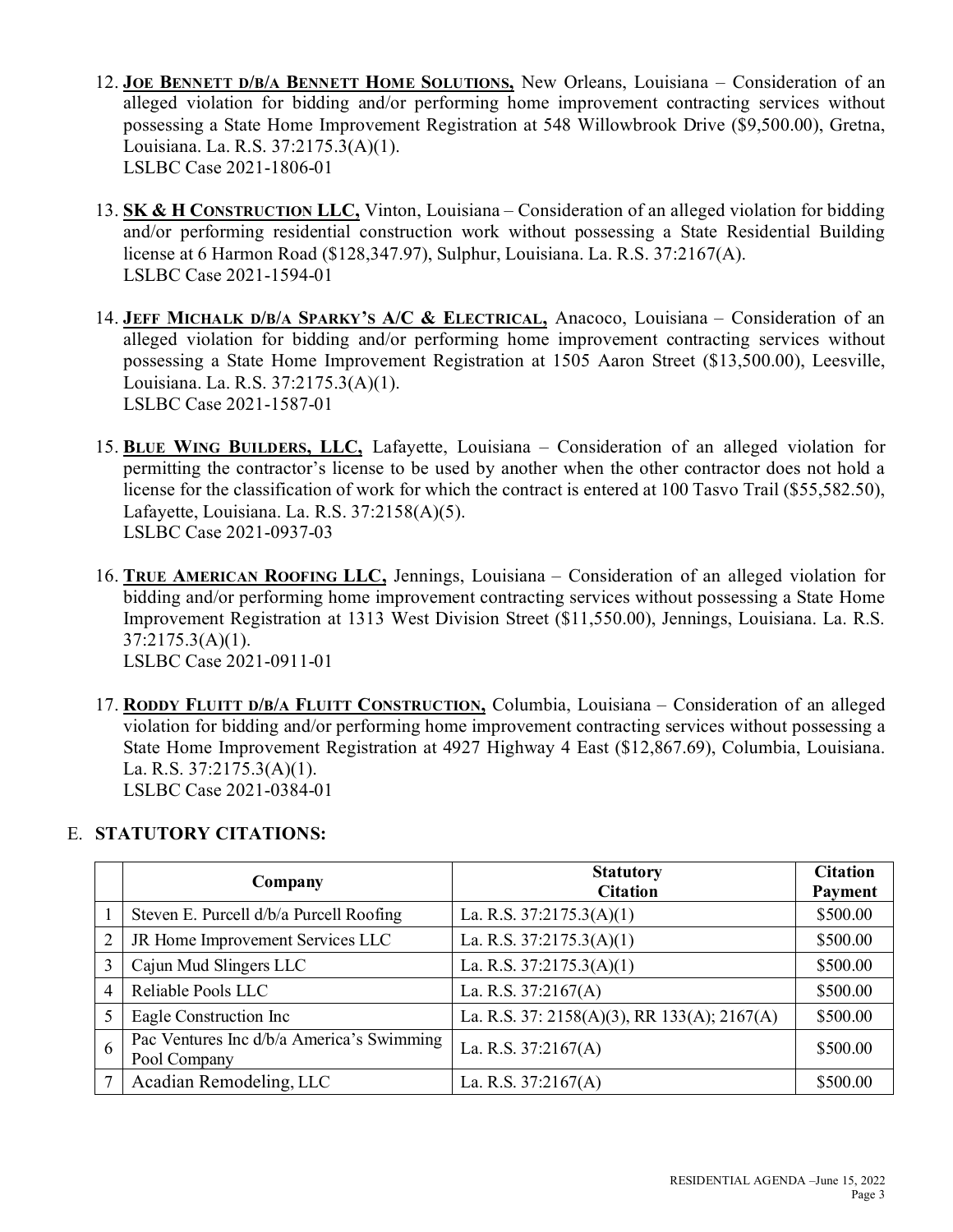12. **Joe Bennett d/b/a Bennett Home Solutions,** New Orleans, Louisiana – Consideration of an alleged violation for bidding and/or performing home improvement contracting services without possessing a State Home Improvement Registration at 548 Willowbrook Drive ($9,500.00), Gretna, Louisiana. La. R.S. 37:2175.3(A)(1).
    LSLBC Case 2021-1806-01

13. **SK & H Construction LLC,** Vinton, Louisiana – Consideration of an alleged violation for bidding and/or performing residential construction work without possessing a State Residential Building license at 6 Harmon Road ($128,347.97), Sulphur, Louisiana. La. R.S. 37:2167(A).
    LSLBC Case 2021-1594-01

14. **Jeff Michalk d/b/a Sparky's A/C & Electrical,** Anacoco, Louisiana – Consideration of an alleged violation for bidding and/or performing home improvement contracting services without possessing a State Home Improvement Registration at 1505 Aaron Street ($13,500.00), Leesville, Louisiana. La. R.S. 37:2175.3(A)(1).
    LSLBC Case 2021-1587-01

15. **Blue Wing Builders, LLC,** Lafayette, Louisiana – Consideration of an alleged violation for permitting the contractor's license to be used by another when the other contractor does not hold a license for the classification of work for which the contract is entered at 100 Tasvo Trail ($55,582.50), Lafayette, Louisiana. La. R.S. 37:2158(A)(5).
    LSLBC Case 2021-0937-03

16. **True American Roofing LLC,** Jennings, Louisiana – Consideration of an alleged violation for bidding and/or performing home improvement contracting services without possessing a State Home Improvement Registration at 1313 West Division Street ($11,550.00), Jennings, Louisiana. La. R.S. 37:2175.3(A)(1).
    LSLBC Case 2021-0911-01

17. **Roddy Fluitt d/b/a Fluitt Construction,** Columbia, Louisiana – Consideration of an alleged violation for bidding and/or performing home improvement contracting services without possessing a State Home Improvement Registration at 4927 Highway 4 East ($12,867.69), Columbia, Louisiana. La. R.S. 37:2175.3(A)(1).
    LSLBC Case 2021-0384-01

## E. STATUTORY CITATIONS:

| | Company | Statutory Citation | Citation Payment |
|---|---|---|---|
| 1 | Steven E. Purcell d/b/a Purcell Roofing | La. R.S. 37:2175.3(A)(1) | $500.00 |
| 2 | JR Home Improvement Services LLC | La. R.S. 37:2175.3(A)(1) | $500.00 |
| 3 | Cajun Mud Slingers LLC | La. R.S. 37:2175.3(A)(1) | $500.00 |
| 4 | Reliable Pools LLC | La. R.S. 37:2167(A) | $500.00 |
| 5 | Eagle Construction Inc | La. R.S. 37: 2158(A)(3), RR 133(A); 2167(A) | $500.00 |
| 6 | Pac Ventures Inc d/b/a America's Swimming Pool Company | La. R.S. 37:2167(A) | $500.00 |
| 7 | Acadian Remodeling, LLC | La. R.S. 37:2167(A) | $500.00 |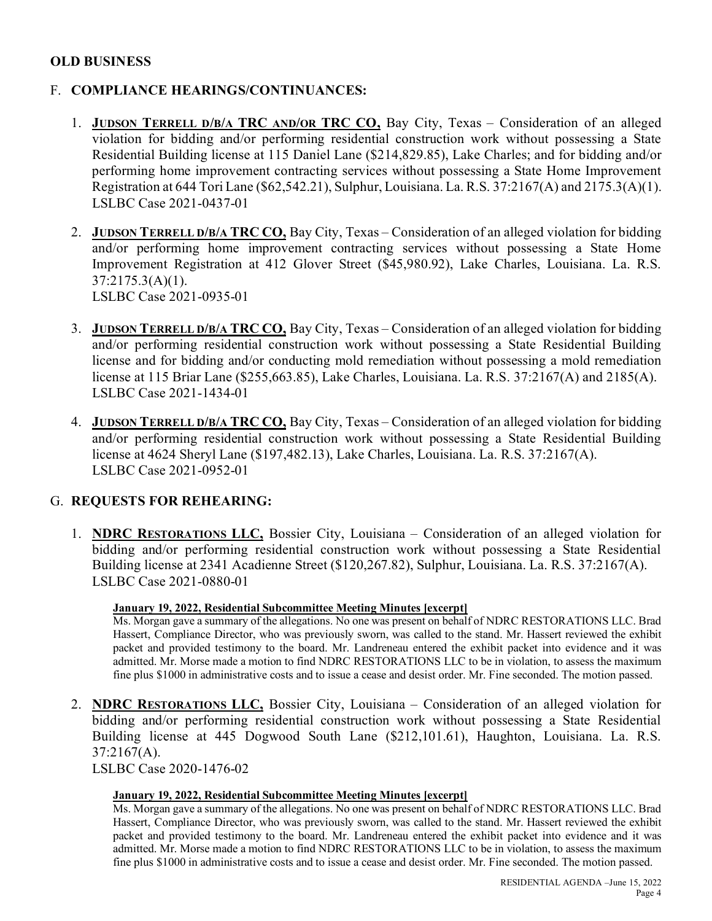## OLD BUSINESS

### F. COMPLIANCE HEARINGS/CONTINUANCES:

1. **JUDSON TERRELL D/B/A TRC AND/OR TRC CO,** Bay City, Texas – Consideration of an alleged violation for bidding and/or performing residential construction work without possessing a State Residential Building license at 115 Daniel Lane ($214,829.85), Lake Charles; and for bidding and/or performing home improvement contracting services without possessing a State Home Improvement Registration at 644 Tori Lane ($62,542.21), Sulphur, Louisiana. La. R.S. 37:2167(A) and 2175.3(A)(1).
   LSLBC Case 2021-0437-01

2. **JUDSON TERRELL D/B/A TRC CO,** Bay City, Texas – Consideration of an alleged violation for bidding and/or performing home improvement contracting services without possessing a State Home Improvement Registration at 412 Glover Street ($45,980.92), Lake Charles, Louisiana. La. R.S. 37:2175.3(A)(1).
   LSLBC Case 2021-0935-01

3. **JUDSON TERRELL D/B/A TRC CO,** Bay City, Texas – Consideration of an alleged violation for bidding and/or performing residential construction work without possessing a State Residential Building license and for bidding and/or conducting mold remediation without possessing a mold remediation license at 115 Briar Lane ($255,663.85), Lake Charles, Louisiana. La. R.S. 37:2167(A) and 2185(A).
   LSLBC Case 2021-1434-01

4. **JUDSON TERRELL D/B/A TRC CO,** Bay City, Texas – Consideration of an alleged violation for bidding and/or performing residential construction work without possessing a State Residential Building license at 4624 Sheryl Lane ($197,482.13), Lake Charles, Louisiana. La. R.S. 37:2167(A).
   LSLBC Case 2021-0952-01

### G. REQUESTS FOR REHEARING:

1. **NDRC RESTORATIONS LLC,** Bossier City, Louisiana – Consideration of an alleged violation for bidding and/or performing residential construction work without possessing a State Residential Building license at 2341 Acadienne Street ($120,267.82), Sulphur, Louisiana. La. R.S. 37:2167(A).
   LSLBC Case 2021-0880-01

   **January 19, 2022, Residential Subcommittee Meeting Minutes [excerpt]**
   Ms. Morgan gave a summary of the allegations. No one was present on behalf of NDRC RESTORATIONS LLC. Brad Hassert, Compliance Director, who was previously sworn, was called to the stand. Mr. Hassert reviewed the exhibit packet and provided testimony to the board. Mr. Landreneau entered the exhibit packet into evidence and it was admitted. Mr. Morse made a motion to find NDRC RESTORATIONS LLC to be in violation, to assess the maximum fine plus $1000 in administrative costs and to issue a cease and desist order. Mr. Fine seconded. The motion passed.

2. **NDRC RESTORATIONS LLC,** Bossier City, Louisiana – Consideration of an alleged violation for bidding and/or performing residential construction work without possessing a State Residential Building license at 445 Dogwood South Lane ($212,101.61), Haughton, Louisiana. La. R.S. 37:2167(A).
   LSLBC Case 2020-1476-02

   **January 19, 2022, Residential Subcommittee Meeting Minutes [excerpt]**
   Ms. Morgan gave a summary of the allegations. No one was present on behalf of NDRC RESTORATIONS LLC. Brad Hassert, Compliance Director, who was previously sworn, was called to the stand. Mr. Hassert reviewed the exhibit packet and provided testimony to the board. Mr. Landreneau entered the exhibit packet into evidence and it was admitted. Mr. Morse made a motion to find NDRC RESTORATIONS LLC to be in violation, to assess the maximum fine plus $1000 in administrative costs and to issue a cease and desist order. Mr. Fine seconded. The motion passed.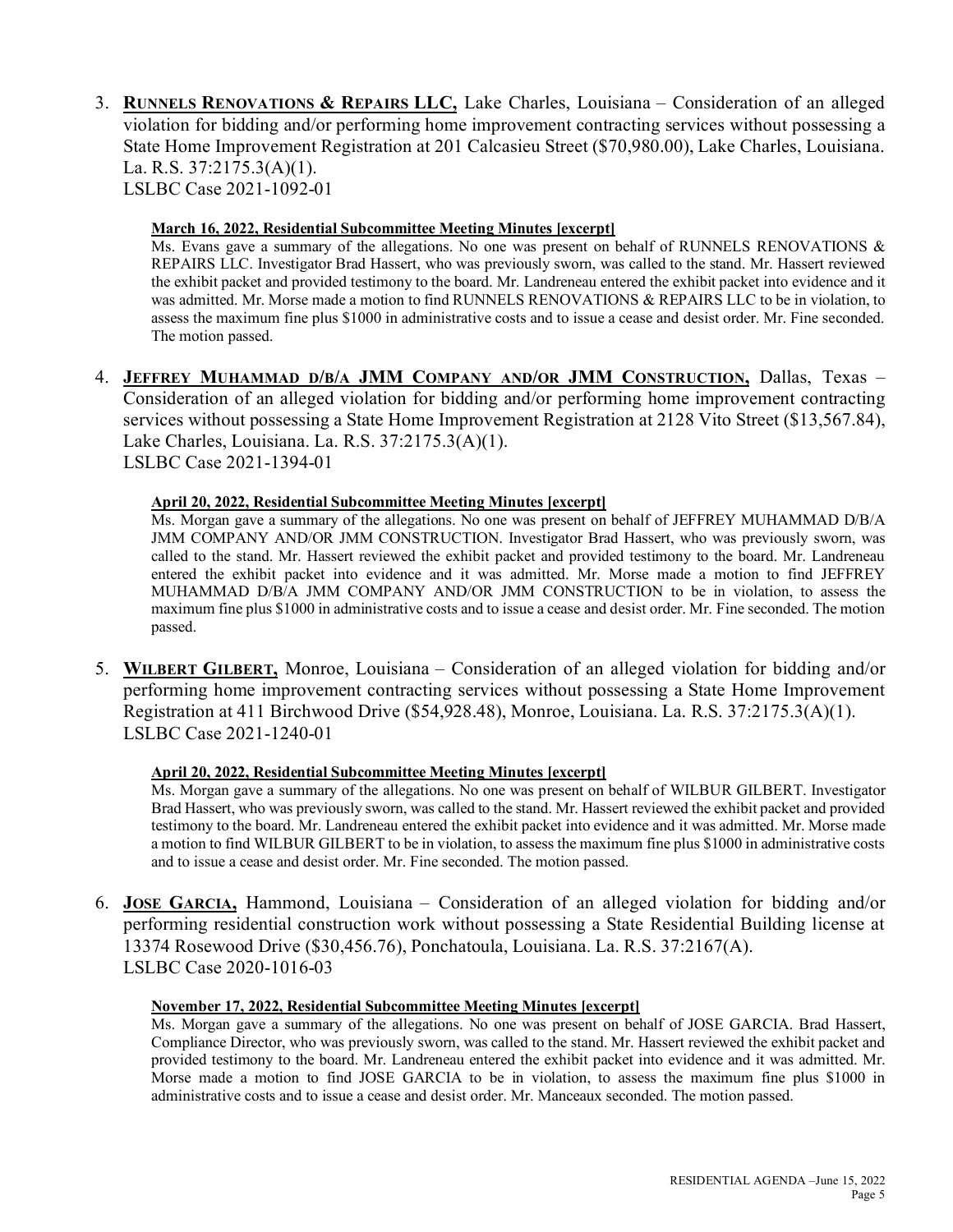3. **RUNNELS RENOVATIONS & REPAIRS LLC,** Lake Charles, Louisiana – Consideration of an alleged violation for bidding and/or performing home improvement contracting services without possessing a State Home Improvement Registration at 201 Calcasieu Street ($70,980.00), Lake Charles, Louisiana. La. R.S. 37:2175.3(A)(1).
LSLBC Case 2021-1092-01

   **March 16, 2022, Residential Subcommittee Meeting Minutes [excerpt]**
   Ms. Evans gave a summary of the allegations. No one was present on behalf of RUNNELS RENOVATIONS & REPAIRS LLC. Investigator Brad Hassert, who was previously sworn, was called to the stand. Mr. Hassert reviewed the exhibit packet and provided testimony to the board. Mr. Landreneau entered the exhibit packet into evidence and it was admitted. Mr. Morse made a motion to find RUNNELS RENOVATIONS & REPAIRS LLC to be in violation, to assess the maximum fine plus $1000 in administrative costs and to issue a cease and desist order. Mr. Fine seconded. The motion passed.

4. **JEFFREY MUHAMMAD D/B/A JMM COMPANY AND/OR JMM CONSTRUCTION,** Dallas, Texas – Consideration of an alleged violation for bidding and/or performing home improvement contracting services without possessing a State Home Improvement Registration at 2128 Vito Street ($13,567.84), Lake Charles, Louisiana. La. R.S. 37:2175.3(A)(1).
LSLBC Case 2021-1394-01

   **April 20, 2022, Residential Subcommittee Meeting Minutes [excerpt]**
   Ms. Morgan gave a summary of the allegations. No one was present on behalf of JEFFREY MUHAMMAD D/B/A JMM COMPANY AND/OR JMM CONSTRUCTION. Investigator Brad Hassert, who was previously sworn, was called to the stand. Mr. Hassert reviewed the exhibit packet and provided testimony to the board. Mr. Landreneau entered the exhibit packet into evidence and it was admitted. Mr. Morse made a motion to find JEFFREY MUHAMMAD D/B/A JMM COMPANY AND/OR JMM CONSTRUCTION to be in violation, to assess the maximum fine plus $1000 in administrative costs and to issue a cease and desist order. Mr. Fine seconded. The motion passed.

5. **WILBERT GILBERT,** Monroe, Louisiana – Consideration of an alleged violation for bidding and/or performing home improvement contracting services without possessing a State Home Improvement Registration at 411 Birchwood Drive ($54,928.48), Monroe, Louisiana. La. R.S. 37:2175.3(A)(1).
LSLBC Case 2021-1240-01

   **April 20, 2022, Residential Subcommittee Meeting Minutes [excerpt]**
   Ms. Morgan gave a summary of the allegations. No one was present on behalf of WILBUR GILBERT. Investigator Brad Hassert, who was previously sworn, was called to the stand. Mr. Hassert reviewed the exhibit packet and provided testimony to the board. Mr. Landreneau entered the exhibit packet into evidence and it was admitted. Mr. Morse made a motion to find WILBUR GILBERT to be in violation, to assess the maximum fine plus $1000 in administrative costs and to issue a cease and desist order. Mr. Fine seconded. The motion passed.

6. **JOSE GARCIA,** Hammond, Louisiana – Consideration of an alleged violation for bidding and/or performing residential construction work without possessing a State Residential Building license at 13374 Rosewood Drive ($30,456.76), Ponchatoula, Louisiana. La. R.S. 37:2167(A).
LSLBC Case 2020-1016-03

   **November 17, 2022, Residential Subcommittee Meeting Minutes [excerpt]**
   Ms. Morgan gave a summary of the allegations. No one was present on behalf of JOSE GARCIA. Brad Hassert, Compliance Director, who was previously sworn, was called to the stand. Mr. Hassert reviewed the exhibit packet and provided testimony to the board. Mr. Landreneau entered the exhibit packet into evidence and it was admitted. Mr. Morse made a motion to find JOSE GARCIA to be in violation, to assess the maximum fine plus $1000 in administrative costs and to issue a cease and desist order. Mr. Manceaux seconded. The motion passed.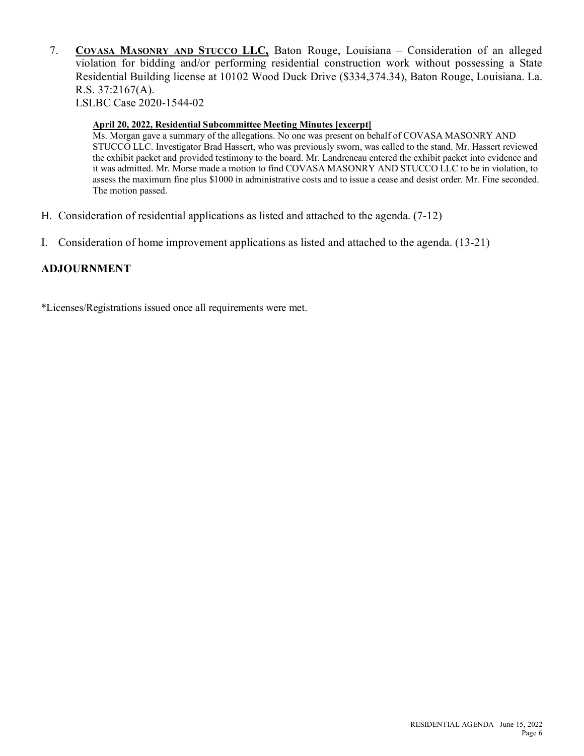7. **COVASA MASONRY AND STUCCO LLC,** Baton Rouge, Louisiana – Consideration of an alleged violation for bidding and/or performing residential construction work without possessing a State Residential Building license at 10102 Wood Duck Drive ($334,374.34), Baton Rouge, Louisiana. La. R.S. 37:2167(A).
   LSLBC Case 2020-1544-02

   **April 20, 2022, Residential Subcommittee Meeting Minutes [excerpt]**
   Ms. Morgan gave a summary of the allegations. No one was present on behalf of COVASA MASONRY AND STUCCO LLC. Investigator Brad Hassert, who was previously sworn, was called to the stand. Mr. Hassert reviewed the exhibit packet and provided testimony to the board. Mr. Landreneau entered the exhibit packet into evidence and it was admitted. Mr. Morse made a motion to find COVASA MASONRY AND STUCCO LLC to be in violation, to assess the maximum fine plus $1000 in administrative costs and to issue a cease and desist order. Mr. Fine seconded. The motion passed.

H. Consideration of residential applications as listed and attached to the agenda. (7-12)

I. Consideration of home improvement applications as listed and attached to the agenda. (13-21)

## ADJOURNMENT

*Licenses/Registrations issued once all requirements were met.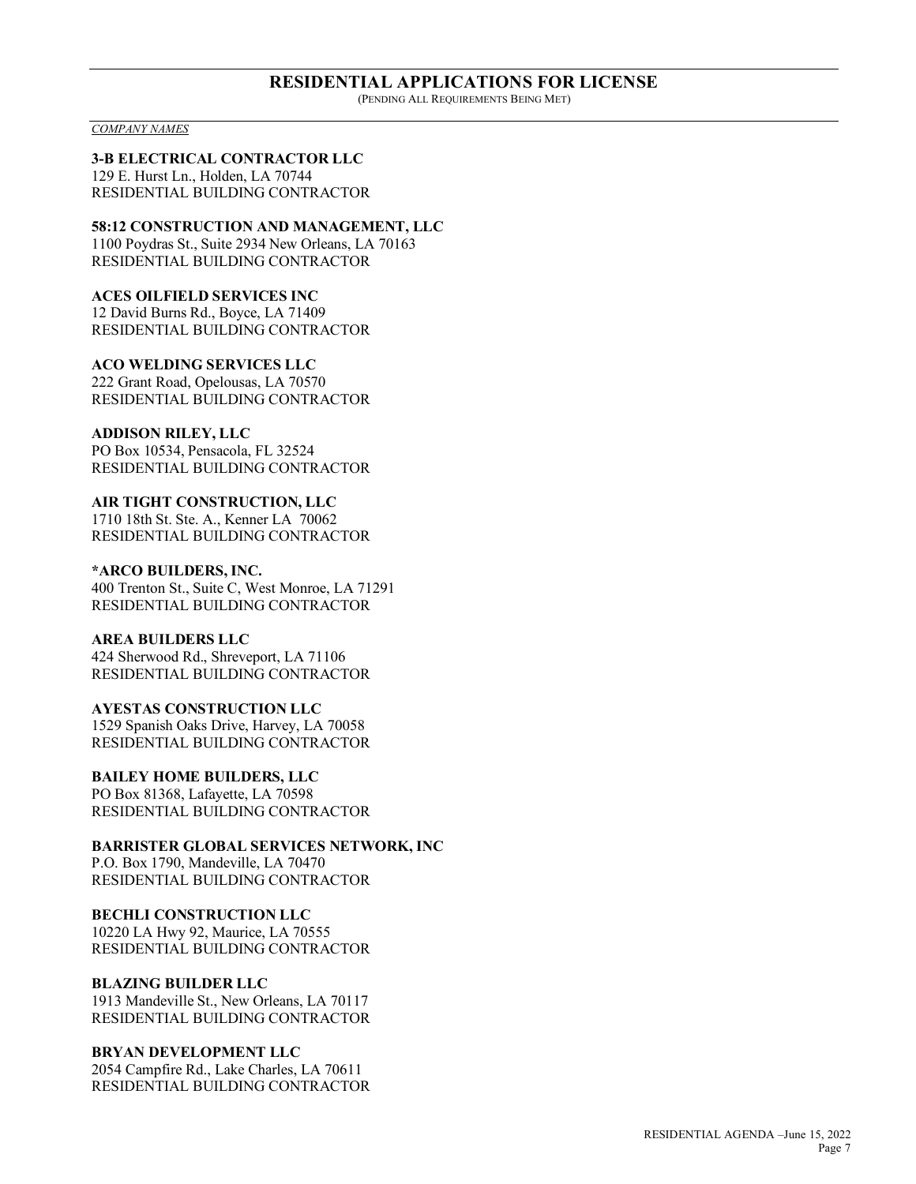## RESIDENTIAL APPLICATIONS FOR LICENSE

(PENDING ALL REQUIREMENTS BEING MET)

*COMPANY NAMES*

**3-B ELECTRICAL CONTRACTOR LLC**
129 E. Hurst Ln., Holden, LA 70744
RESIDENTIAL BUILDING CONTRACTOR

**58:12 CONSTRUCTION AND MANAGEMENT, LLC**
1100 Poydras St., Suite 2934 New Orleans, LA 70163
RESIDENTIAL BUILDING CONTRACTOR

**ACES OILFIELD SERVICES INC**
12 David Burns Rd., Boyce, LA 71409
RESIDENTIAL BUILDING CONTRACTOR

**ACO WELDING SERVICES LLC**
222 Grant Road, Opelousas, LA 70570
RESIDENTIAL BUILDING CONTRACTOR

**ADDISON RILEY, LLC**
PO Box 10534, Pensacola, FL 32524
RESIDENTIAL BUILDING CONTRACTOR

**AIR TIGHT CONSTRUCTION, LLC**
1710 18th St. Ste. A., Kenner LA 70062
RESIDENTIAL BUILDING CONTRACTOR

**\*ARCO BUILDERS, INC.**
400 Trenton St., Suite C, West Monroe, LA 71291
RESIDENTIAL BUILDING CONTRACTOR

**AREA BUILDERS LLC**
424 Sherwood Rd., Shreveport, LA 71106
RESIDENTIAL BUILDING CONTRACTOR

**AYESTAS CONSTRUCTION LLC**
1529 Spanish Oaks Drive, Harvey, LA 70058
RESIDENTIAL BUILDING CONTRACTOR

**BAILEY HOME BUILDERS, LLC**
PO Box 81368, Lafayette, LA 70598
RESIDENTIAL BUILDING CONTRACTOR

**BARRISTER GLOBAL SERVICES NETWORK, INC**
P.O. Box 1790, Mandeville, LA 70470
RESIDENTIAL BUILDING CONTRACTOR

**BECHLI CONSTRUCTION LLC**
10220 LA Hwy 92, Maurice, LA 70555
RESIDENTIAL BUILDING CONTRACTOR

**BLAZING BUILDER LLC**
1913 Mandeville St., New Orleans, LA 70117
RESIDENTIAL BUILDING CONTRACTOR

**BRYAN DEVELOPMENT LLC**
2054 Campfire Rd., Lake Charles, LA 70611
RESIDENTIAL BUILDING CONTRACTOR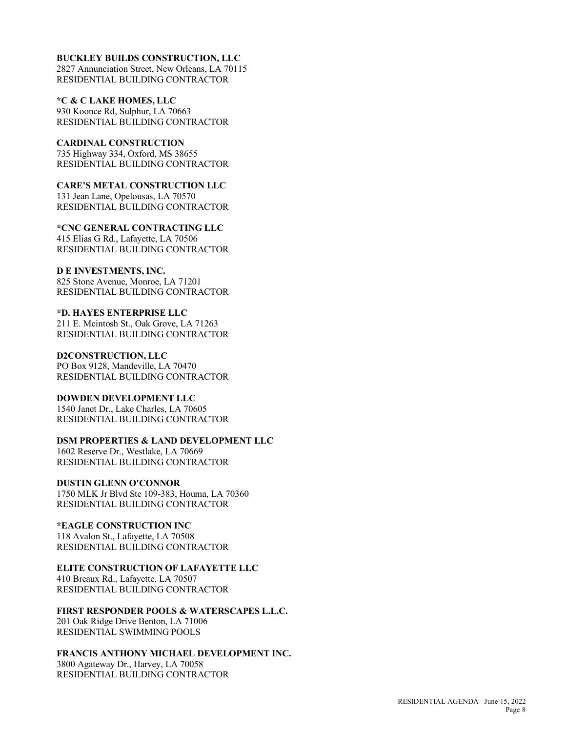**BUCKLEY BUILDS CONSTRUCTION, LLC**
2827 Annunciation Street, New Orleans, LA 70115
RESIDENTIAL BUILDING CONTRACTOR

**\*C & C LAKE HOMES, LLC**
930 Koonce Rd, Sulphur, LA 70663
RESIDENTIAL BUILDING CONTRACTOR

**CARDINAL CONSTRUCTION**
735 Highway 334, Oxford, MS 38655
RESIDENTIAL BUILDING CONTRACTOR

**CARE'S METAL CONSTRUCTION LLC**
131 Jean Lane, Opelousas, LA 70570
RESIDENTIAL BUILDING CONTRACTOR

**\*CNC GENERAL CONTRACTING LLC**
415 Elias G Rd., Lafayette, LA 70506
RESIDENTIAL BUILDING CONTRACTOR

**D E INVESTMENTS, INC.**
825 Stone Avenue, Monroe, LA 71201
RESIDENTIAL BUILDING CONTRACTOR

**\*D. HAYES ENTERPRISE LLC**
211 E. Mcintosh St., Oak Grove, LA 71263
RESIDENTIAL BUILDING CONTRACTOR

**D2CONSTRUCTION, LLC**
PO Box 9128, Mandeville, LA 70470
RESIDENTIAL BUILDING CONTRACTOR

**DOWDEN DEVELOPMENT LLC**
1540 Janet Dr., Lake Charles, LA 70605
RESIDENTIAL BUILDING CONTRACTOR

**DSM PROPERTIES & LAND DEVELOPMENT LLC**
1602 Reserve Dr., Westlake, LA 70669
RESIDENTIAL BUILDING CONTRACTOR

**DUSTIN GLENN O'CONNOR**
1750 MLK Jr Blvd Ste 109-383, Houma, LA 70360
RESIDENTIAL BUILDING CONTRACTOR

**\*EAGLE CONSTRUCTION INC**
118 Avalon St., Lafayette, LA 70508
RESIDENTIAL BUILDING CONTRACTOR

**ELITE CONSTRUCTION OF LAFAYETTE LLC**
410 Breaux Rd., Lafayette, LA 70507
RESIDENTIAL BUILDING CONTRACTOR

**FIRST RESPONDER POOLS & WATERSCAPES L.L.C.**
201 Oak Ridge Drive Benton, LA 71006
RESIDENTIAL SWIMMING POOLS

**FRANCIS ANTHONY MICHAEL DEVELOPMENT INC.**
3800 Agateway Dr., Harvey, LA 70058
RESIDENTIAL BUILDING CONTRACTOR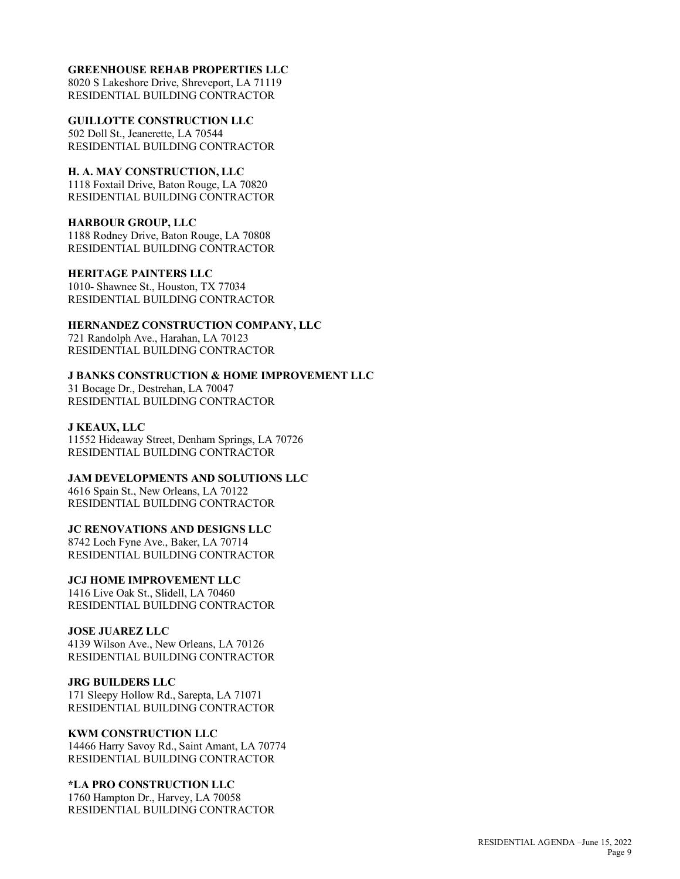**GREENHOUSE REHAB PROPERTIES LLC**
8020 S Lakeshore Drive, Shreveport, LA 71119
RESIDENTIAL BUILDING CONTRACTOR

**GUILLOTTE CONSTRUCTION LLC**
502 Doll St., Jeanerette, LA 70544
RESIDENTIAL BUILDING CONTRACTOR

**H. A. MAY CONSTRUCTION, LLC**
1118 Foxtail Drive, Baton Rouge, LA 70820
RESIDENTIAL BUILDING CONTRACTOR

**HARBOUR GROUP, LLC**
1188 Rodney Drive, Baton Rouge, LA 70808
RESIDENTIAL BUILDING CONTRACTOR

**HERITAGE PAINTERS LLC**
1010- Shawnee St., Houston, TX 77034
RESIDENTIAL BUILDING CONTRACTOR

**HERNANDEZ CONSTRUCTION COMPANY, LLC**
721 Randolph Ave., Harahan, LA 70123
RESIDENTIAL BUILDING CONTRACTOR

**J BANKS CONSTRUCTION & HOME IMPROVEMENT LLC**
31 Bocage Dr., Destrehan, LA 70047
RESIDENTIAL BUILDING CONTRACTOR

**J KEAUX, LLC**
11552 Hideaway Street, Denham Springs, LA 70726
RESIDENTIAL BUILDING CONTRACTOR

**JAM DEVELOPMENTS AND SOLUTIONS LLC**
4616 Spain St., New Orleans, LA 70122
RESIDENTIAL BUILDING CONTRACTOR

**JC RENOVATIONS AND DESIGNS LLC**
8742 Loch Fyne Ave., Baker, LA 70714
RESIDENTIAL BUILDING CONTRACTOR

**JCJ HOME IMPROVEMENT LLC**
1416 Live Oak St., Slidell, LA 70460
RESIDENTIAL BUILDING CONTRACTOR

**JOSE JUAREZ LLC**
4139 Wilson Ave., New Orleans, LA 70126
RESIDENTIAL BUILDING CONTRACTOR

**JRG BUILDERS LLC**
171 Sleepy Hollow Rd., Sarepta, LA 71071
RESIDENTIAL BUILDING CONTRACTOR

**KWM CONSTRUCTION LLC**
14466 Harry Savoy Rd., Saint Amant, LA 70774
RESIDENTIAL BUILDING CONTRACTOR

**\*LA PRO CONSTRUCTION LLC**
1760 Hampton Dr., Harvey, LA 70058
RESIDENTIAL BUILDING CONTRACTOR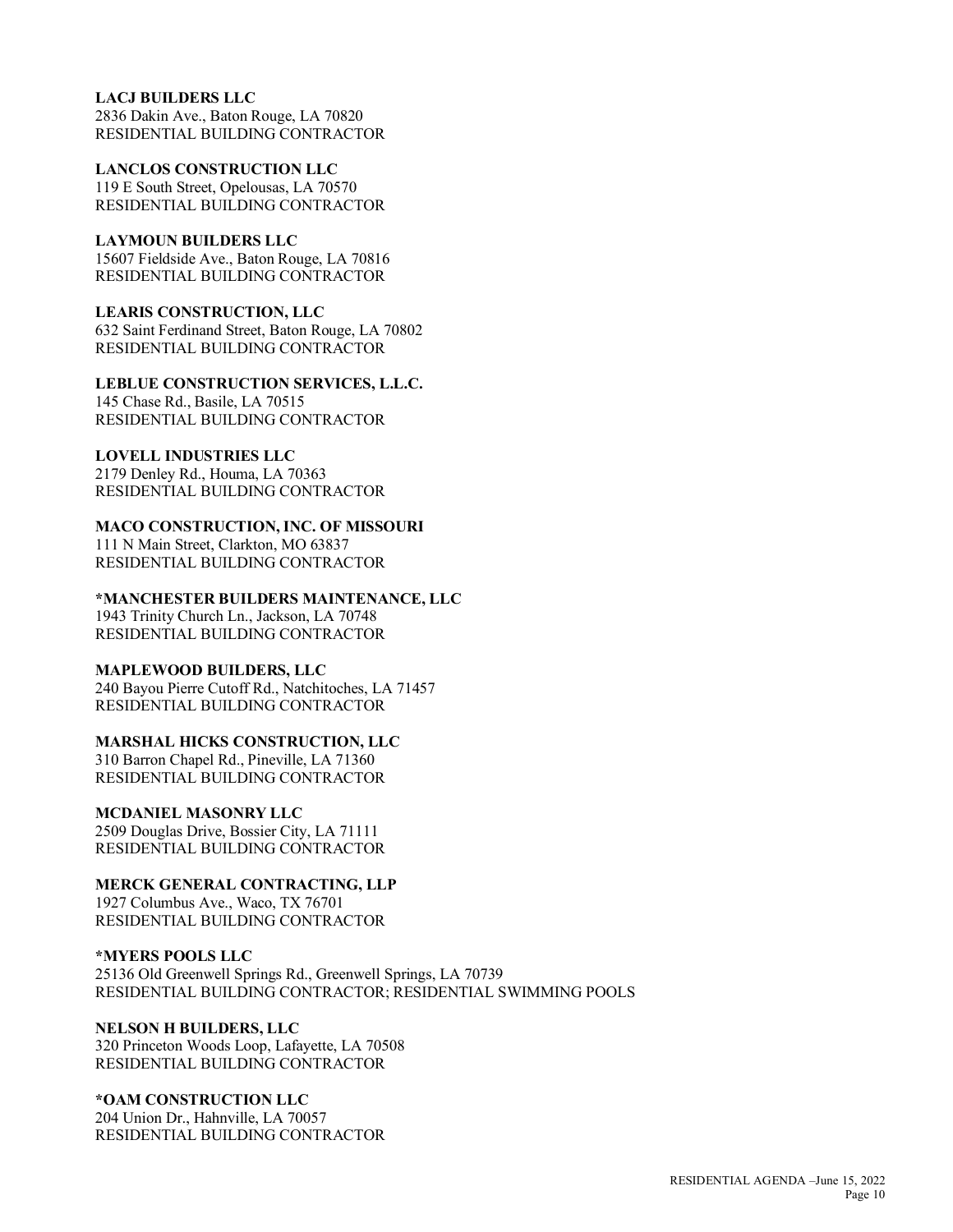**LACJ BUILDERS LLC**
2836 Dakin Ave., Baton Rouge, LA 70820
RESIDENTIAL BUILDING CONTRACTOR

**LANCLOS CONSTRUCTION LLC**
119 E South Street, Opelousas, LA 70570
RESIDENTIAL BUILDING CONTRACTOR

**LAYMOUN BUILDERS LLC**
15607 Fieldside Ave., Baton Rouge, LA 70816
RESIDENTIAL BUILDING CONTRACTOR

**LEARIS CONSTRUCTION, LLC**
632 Saint Ferdinand Street, Baton Rouge, LA 70802
RESIDENTIAL BUILDING CONTRACTOR

**LEBLUE CONSTRUCTION SERVICES, L.L.C.**
145 Chase Rd., Basile, LA 70515
RESIDENTIAL BUILDING CONTRACTOR

**LOVELL INDUSTRIES LLC**
2179 Denley Rd., Houma, LA 70363
RESIDENTIAL BUILDING CONTRACTOR

**MACO CONSTRUCTION, INC. OF MISSOURI**
111 N Main Street, Clarkton, MO 63837
RESIDENTIAL BUILDING CONTRACTOR

**\*MANCHESTER BUILDERS MAINTENANCE, LLC**
1943 Trinity Church Ln., Jackson, LA 70748
RESIDENTIAL BUILDING CONTRACTOR

**MAPLEWOOD BUILDERS, LLC**
240 Bayou Pierre Cutoff Rd., Natchitoches, LA 71457
RESIDENTIAL BUILDING CONTRACTOR

**MARSHAL HICKS CONSTRUCTION, LLC**
310 Barron Chapel Rd., Pineville, LA 71360
RESIDENTIAL BUILDING CONTRACTOR

**MCDANIEL MASONRY LLC**
2509 Douglas Drive, Bossier City, LA 71111
RESIDENTIAL BUILDING CONTRACTOR

**MERCK GENERAL CONTRACTING, LLP**
1927 Columbus Ave., Waco, TX 76701
RESIDENTIAL BUILDING CONTRACTOR

**\*MYERS POOLS LLC**
25136 Old Greenwell Springs Rd., Greenwell Springs, LA 70739
RESIDENTIAL BUILDING CONTRACTOR; RESIDENTIAL SWIMMING POOLS

**NELSON H BUILDERS, LLC**
320 Princeton Woods Loop, Lafayette, LA 70508
RESIDENTIAL BUILDING CONTRACTOR

**\*OAM CONSTRUCTION LLC**
204 Union Dr., Hahnville, LA 70057
RESIDENTIAL BUILDING CONTRACTOR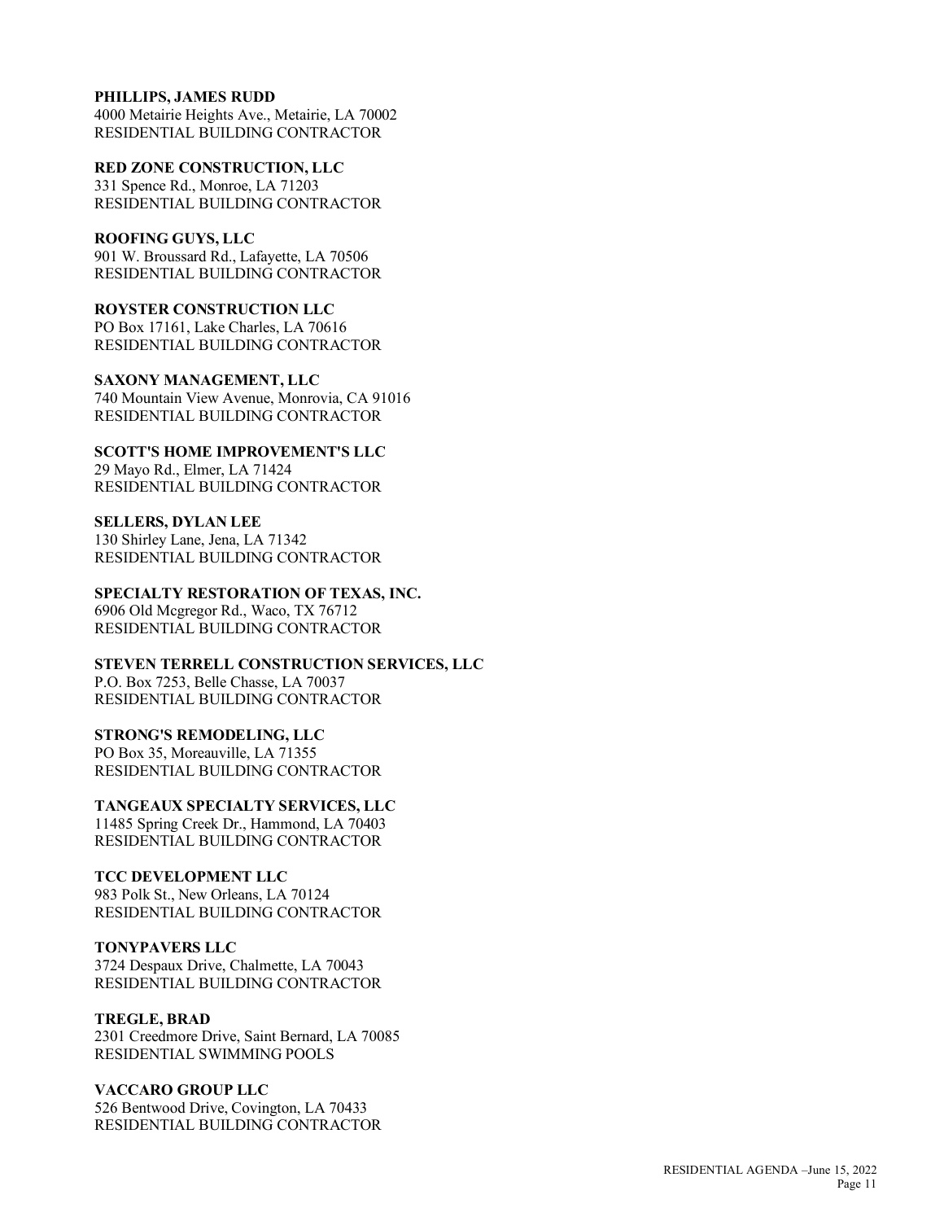**PHILLIPS, JAMES RUDD**
4000 Metairie Heights Ave., Metairie, LA 70002
RESIDENTIAL BUILDING CONTRACTOR

**RED ZONE CONSTRUCTION, LLC**
331 Spence Rd., Monroe, LA 71203
RESIDENTIAL BUILDING CONTRACTOR

**ROOFING GUYS, LLC**
901 W. Broussard Rd., Lafayette, LA 70506
RESIDENTIAL BUILDING CONTRACTOR

**ROYSTER CONSTRUCTION LLC**
PO Box 17161, Lake Charles, LA 70616
RESIDENTIAL BUILDING CONTRACTOR

**SAXONY MANAGEMENT, LLC**
740 Mountain View Avenue, Monrovia, CA 91016
RESIDENTIAL BUILDING CONTRACTOR

**SCOTT'S HOME IMPROVEMENT'S LLC**
29 Mayo Rd., Elmer, LA 71424
RESIDENTIAL BUILDING CONTRACTOR

**SELLERS, DYLAN LEE**
130 Shirley Lane, Jena, LA 71342
RESIDENTIAL BUILDING CONTRACTOR

**SPECIALTY RESTORATION OF TEXAS, INC.**
6906 Old Mcgregor Rd., Waco, TX 76712
RESIDENTIAL BUILDING CONTRACTOR

**STEVEN TERRELL CONSTRUCTION SERVICES, LLC**
P.O. Box 7253, Belle Chasse, LA 70037
RESIDENTIAL BUILDING CONTRACTOR

**STRONG'S REMODELING, LLC**
PO Box 35, Moreauville, LA 71355
RESIDENTIAL BUILDING CONTRACTOR

**TANGEAUX SPECIALTY SERVICES, LLC**
11485 Spring Creek Dr., Hammond, LA 70403
RESIDENTIAL BUILDING CONTRACTOR

**TCC DEVELOPMENT LLC**
983 Polk St., New Orleans, LA 70124
RESIDENTIAL BUILDING CONTRACTOR

**TONYPAVERS LLC**
3724 Despaux Drive, Chalmette, LA 70043
RESIDENTIAL BUILDING CONTRACTOR

**TREGLE, BRAD**
2301 Creedmore Drive, Saint Bernard, LA 70085
RESIDENTIAL SWIMMING POOLS

**VACCARO GROUP LLC**
526 Bentwood Drive, Covington, LA 70433
RESIDENTIAL BUILDING CONTRACTOR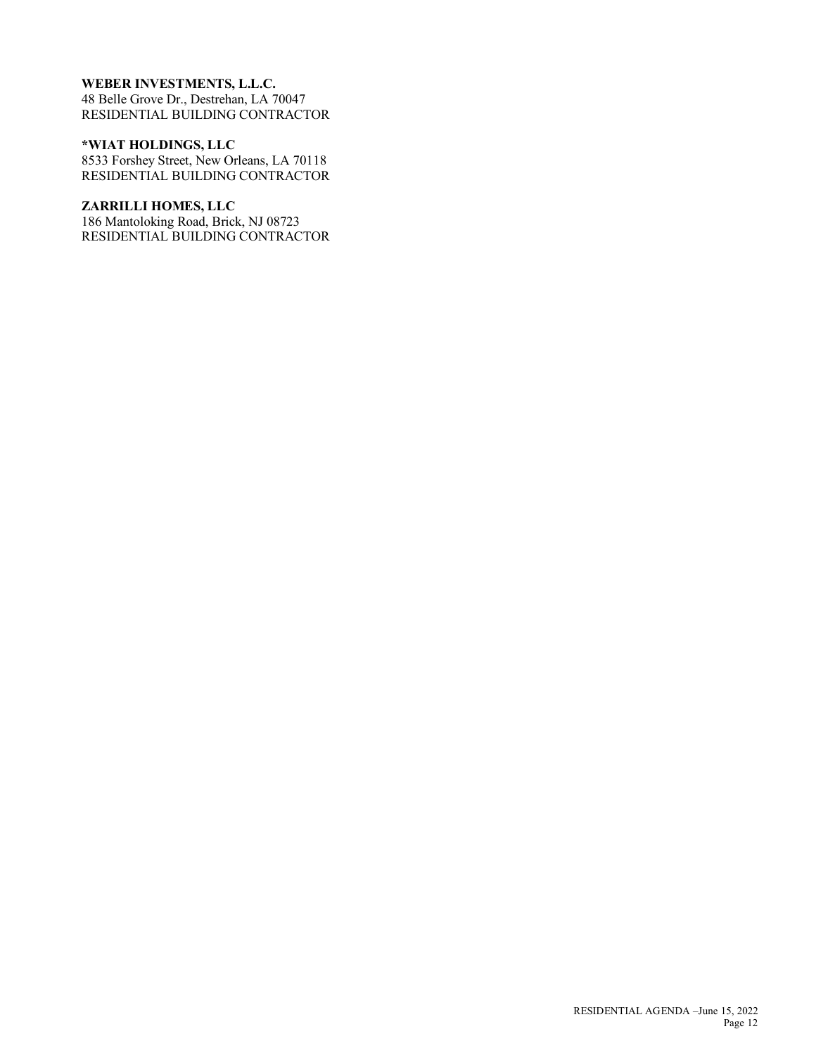**WEBER INVESTMENTS, L.L.C.**
48 Belle Grove Dr., Destrehan, LA 70047
RESIDENTIAL BUILDING CONTRACTOR

**\*WIAT HOLDINGS, LLC**
8533 Forshey Street, New Orleans, LA 70118
RESIDENTIAL BUILDING CONTRACTOR

**ZARRILLI HOMES, LLC**
186 Mantoloking Road, Brick, NJ 08723
RESIDENTIAL BUILDING CONTRACTOR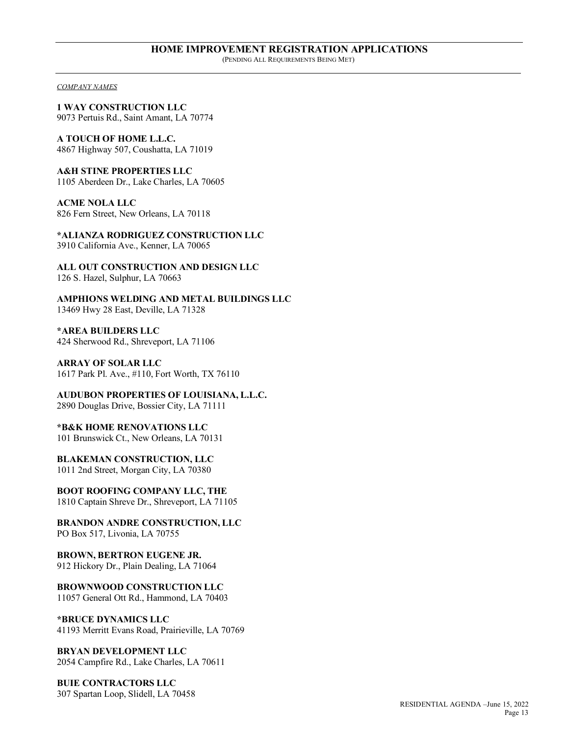## HOME IMPROVEMENT REGISTRATION APPLICATIONS

(Pending All Requirements Being Met)

*COMPANY NAMES*

**1 WAY CONSTRUCTION LLC**
9073 Pertuis Rd., Saint Amant, LA 70774

**A TOUCH OF HOME L.L.C.**
4867 Highway 507, Coushatta, LA 71019

**A&H STINE PROPERTIES LLC**
1105 Aberdeen Dr., Lake Charles, LA 70605

**ACME NOLA LLC**
826 Fern Street, New Orleans, LA 70118

***ALIANZA RODRIGUEZ CONSTRUCTION LLC**
3910 California Ave., Kenner, LA 70065

**ALL OUT CONSTRUCTION AND DESIGN LLC**
126 S. Hazel, Sulphur, LA 70663

**AMPHIONS WELDING AND METAL BUILDINGS LLC**
13469 Hwy 28 East, Deville, LA 71328

***AREA BUILDERS LLC**
424 Sherwood Rd., Shreveport, LA 71106

**ARRAY OF SOLAR LLC**
1617 Park Pl. Ave., #110, Fort Worth, TX 76110

**AUDUBON PROPERTIES OF LOUISIANA, L.L.C.**
2890 Douglas Drive, Bossier City, LA 71111

***B&K HOME RENOVATIONS LLC**
101 Brunswick Ct., New Orleans, LA 70131

**BLAKEMAN CONSTRUCTION, LLC**
1011 2nd Street, Morgan City, LA 70380

**BOOT ROOFING COMPANY LLC, THE**
1810 Captain Shreve Dr., Shreveport, LA 71105

**BRANDON ANDRE CONSTRUCTION, LLC**
PO Box 517, Livonia, LA 70755

**BROWN, BERTRON EUGENE JR.**
912 Hickory Dr., Plain Dealing, LA 71064

**BROWNWOOD CONSTRUCTION LLC**
11057 General Ott Rd., Hammond, LA 70403

***BRUCE DYNAMICS LLC**
41193 Merritt Evans Road, Prairieville, LA 70769

**BRYAN DEVELOPMENT LLC**
2054 Campfire Rd., Lake Charles, LA 70611

**BUIE CONTRACTORS LLC**
307 Spartan Loop, Slidell, LA 70458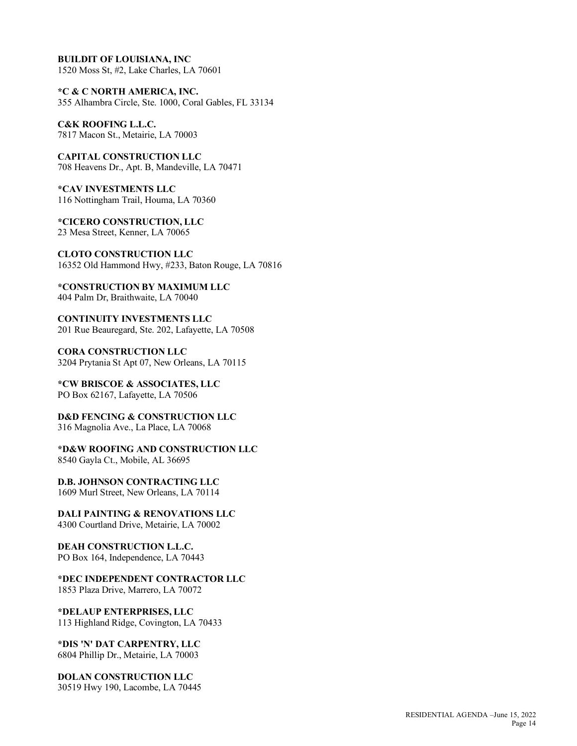**BUILDIT OF LOUISIANA, INC**
1520 Moss St, #2, Lake Charles, LA 70601

***C & C NORTH AMERICA, INC.**
355 Alhambra Circle, Ste. 1000, Coral Gables, FL 33134

**C&K ROOFING L.L.C.**
7817 Macon St., Metairie, LA 70003

**CAPITAL CONSTRUCTION LLC**
708 Heavens Dr., Apt. B, Mandeville, LA 70471

***CAV INVESTMENTS LLC**
116 Nottingham Trail, Houma, LA 70360

***CICERO CONSTRUCTION, LLC**
23 Mesa Street, Kenner, LA 70065

**CLOTO CONSTRUCTION LLC**
16352 Old Hammond Hwy, #233, Baton Rouge, LA 70816

***CONSTRUCTION BY MAXIMUM LLC**
404 Palm Dr, Braithwaite, LA 70040

**CONTINUITY INVESTMENTS LLC**
201 Rue Beauregard, Ste. 202, Lafayette, LA 70508

**CORA CONSTRUCTION LLC**
3204 Prytania St Apt 07, New Orleans, LA 70115

***CW BRISCOE & ASSOCIATES, LLC**
PO Box 62167, Lafayette, LA 70506

**D&D FENCING & CONSTRUCTION LLC**
316 Magnolia Ave., La Place, LA 70068

***D&W ROOFING AND CONSTRUCTION LLC**
8540 Gayla Ct., Mobile, AL 36695

**D.B. JOHNSON CONTRACTING LLC**
1609 Murl Street, New Orleans, LA 70114

**DALI PAINTING & RENOVATIONS LLC**
4300 Courtland Drive, Metairie, LA 70002

**DEAH CONSTRUCTION L.L.C.**
PO Box 164, Independence, LA 70443

***DEC INDEPENDENT CONTRACTOR LLC**
1853 Plaza Drive, Marrero, LA 70072

***DELAUP ENTERPRISES, LLC**
113 Highland Ridge, Covington, LA 70433

***DIS 'N' DAT CARPENTRY, LLC**
6804 Phillip Dr., Metairie, LA 70003

**DOLAN CONSTRUCTION LLC**
30519 Hwy 190, Lacombe, LA 70445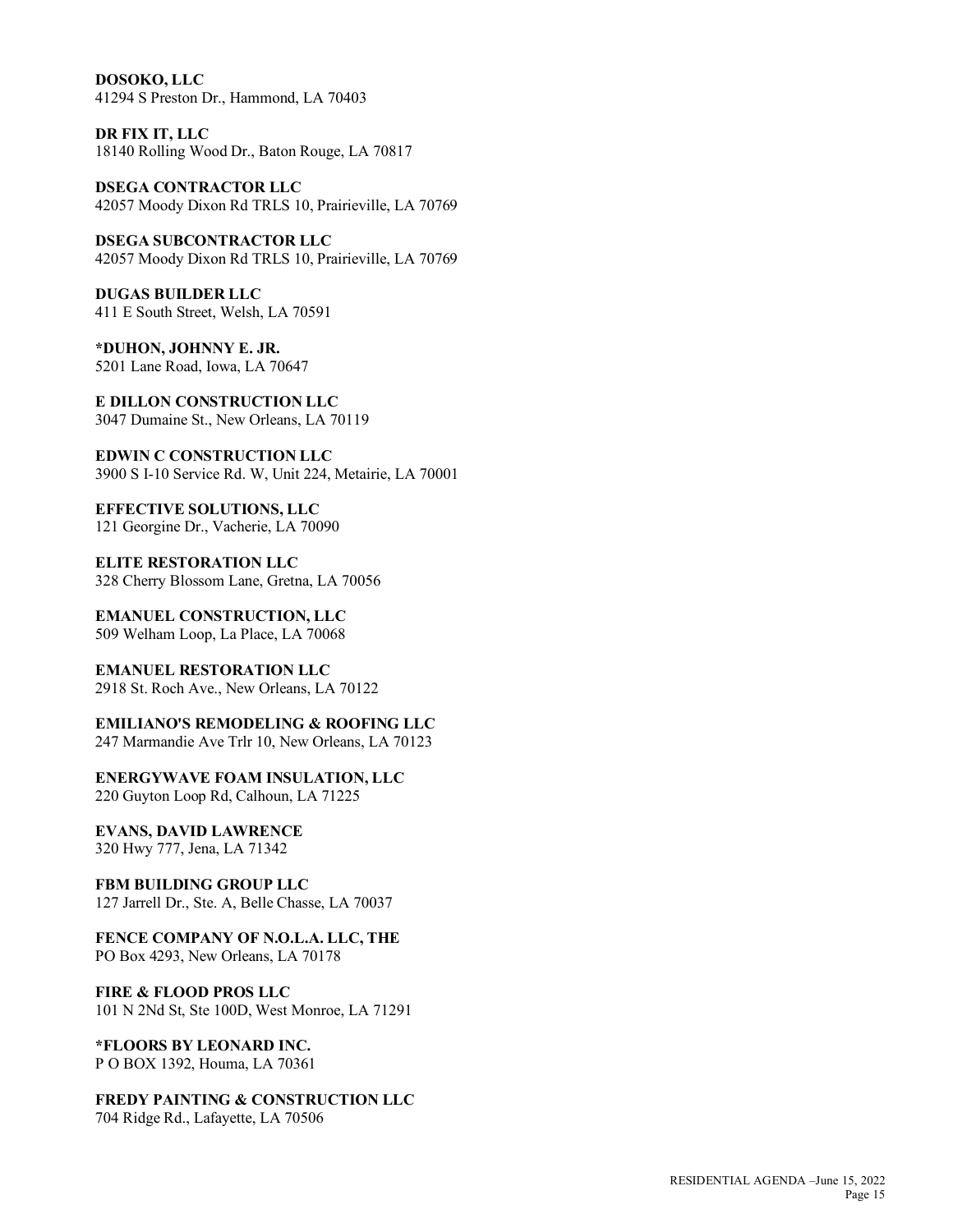**DOSOKO, LLC**
41294 S Preston Dr., Hammond, LA 70403

**DR FIX IT, LLC**
18140 Rolling Wood Dr., Baton Rouge, LA 70817

**DSEGA CONTRACTOR LLC**
42057 Moody Dixon Rd TRLS 10, Prairieville, LA 70769

**DSEGA SUBCONTRACTOR LLC**
42057 Moody Dixon Rd TRLS 10, Prairieville, LA 70769

**DUGAS BUILDER LLC**
411 E South Street, Welsh, LA 70591

**\*DUHON, JOHNNY E. JR.**
5201 Lane Road, Iowa, LA 70647

**E DILLON CONSTRUCTION LLC**
3047 Dumaine St., New Orleans, LA 70119

**EDWIN C CONSTRUCTION LLC**
3900 S I-10 Service Rd. W, Unit 224, Metairie, LA 70001

**EFFECTIVE SOLUTIONS, LLC**
121 Georgine Dr., Vacherie, LA 70090

**ELITE RESTORATION LLC**
328 Cherry Blossom Lane, Gretna, LA 70056

**EMANUEL CONSTRUCTION, LLC**
509 Welham Loop, La Place, LA 70068

**EMANUEL RESTORATION LLC**
2918 St. Roch Ave., New Orleans, LA 70122

**EMILIANO'S REMODELING & ROOFING LLC**
247 Marmandie Ave Trlr 10, New Orleans, LA 70123

**ENERGYWAVE FOAM INSULATION, LLC**
220 Guyton Loop Rd, Calhoun, LA 71225

**EVANS, DAVID LAWRENCE**
320 Hwy 777, Jena, LA 71342

**FBM BUILDING GROUP LLC**
127 Jarrell Dr., Ste. A, Belle Chasse, LA 70037

**FENCE COMPANY OF N.O.L.A. LLC, THE**
PO Box 4293, New Orleans, LA 70178

**FIRE & FLOOD PROS LLC**
101 N 2Nd St, Ste 100D, West Monroe, LA 71291

**\*FLOORS BY LEONARD INC.**
P O BOX 1392, Houma, LA 70361

**FREDY PAINTING & CONSTRUCTION LLC**
704 Ridge Rd., Lafayette, LA 70506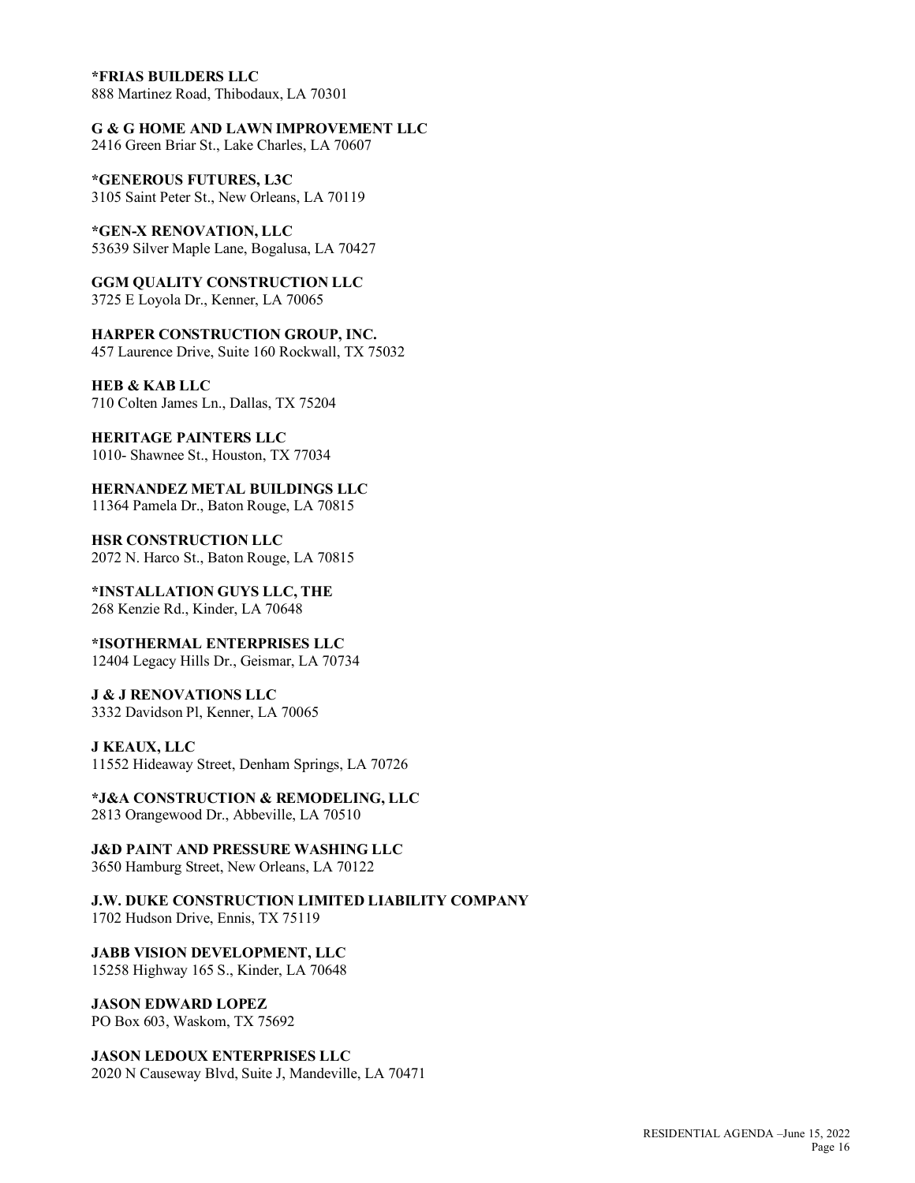**\*FRIAS BUILDERS LLC**
888 Martinez Road, Thibodaux, LA 70301

**G & G HOME AND LAWN IMPROVEMENT LLC**
2416 Green Briar St., Lake Charles, LA 70607

**\*GENEROUS FUTURES, L3C**
3105 Saint Peter St., New Orleans, LA 70119

**\*GEN-X RENOVATION, LLC**
53639 Silver Maple Lane, Bogalusa, LA 70427

**GGM QUALITY CONSTRUCTION LLC**
3725 E Loyola Dr., Kenner, LA 70065

**HARPER CONSTRUCTION GROUP, INC.**
457 Laurence Drive, Suite 160 Rockwall, TX 75032

**HEB & KAB LLC**
710 Colten James Ln., Dallas, TX 75204

**HERITAGE PAINTERS LLC**
1010- Shawnee St., Houston, TX 77034

**HERNANDEZ METAL BUILDINGS LLC**
11364 Pamela Dr., Baton Rouge, LA 70815

**HSR CONSTRUCTION LLC**
2072 N. Harco St., Baton Rouge, LA 70815

**\*INSTALLATION GUYS LLC, THE**
268 Kenzie Rd., Kinder, LA 70648

**\*ISOTHERMAL ENTERPRISES LLC**
12404 Legacy Hills Dr., Geismar, LA 70734

**J & J RENOVATIONS LLC**
3332 Davidson Pl, Kenner, LA 70065

**J KEAUX, LLC**
11552 Hideaway Street, Denham Springs, LA 70726

**\*J&A CONSTRUCTION & REMODELING, LLC**
2813 Orangewood Dr., Abbeville, LA 70510

**J&D PAINT AND PRESSURE WASHING LLC**
3650 Hamburg Street, New Orleans, LA 70122

**J.W. DUKE CONSTRUCTION LIMITED LIABILITY COMPANY**
1702 Hudson Drive, Ennis, TX 75119

**JABB VISION DEVELOPMENT, LLC**
15258 Highway 165 S., Kinder, LA 70648

**JASON EDWARD LOPEZ**
PO Box 603, Waskom, TX 75692

**JASON LEDOUX ENTERPRISES LLC**
2020 N Causeway Blvd, Suite J, Mandeville, LA 70471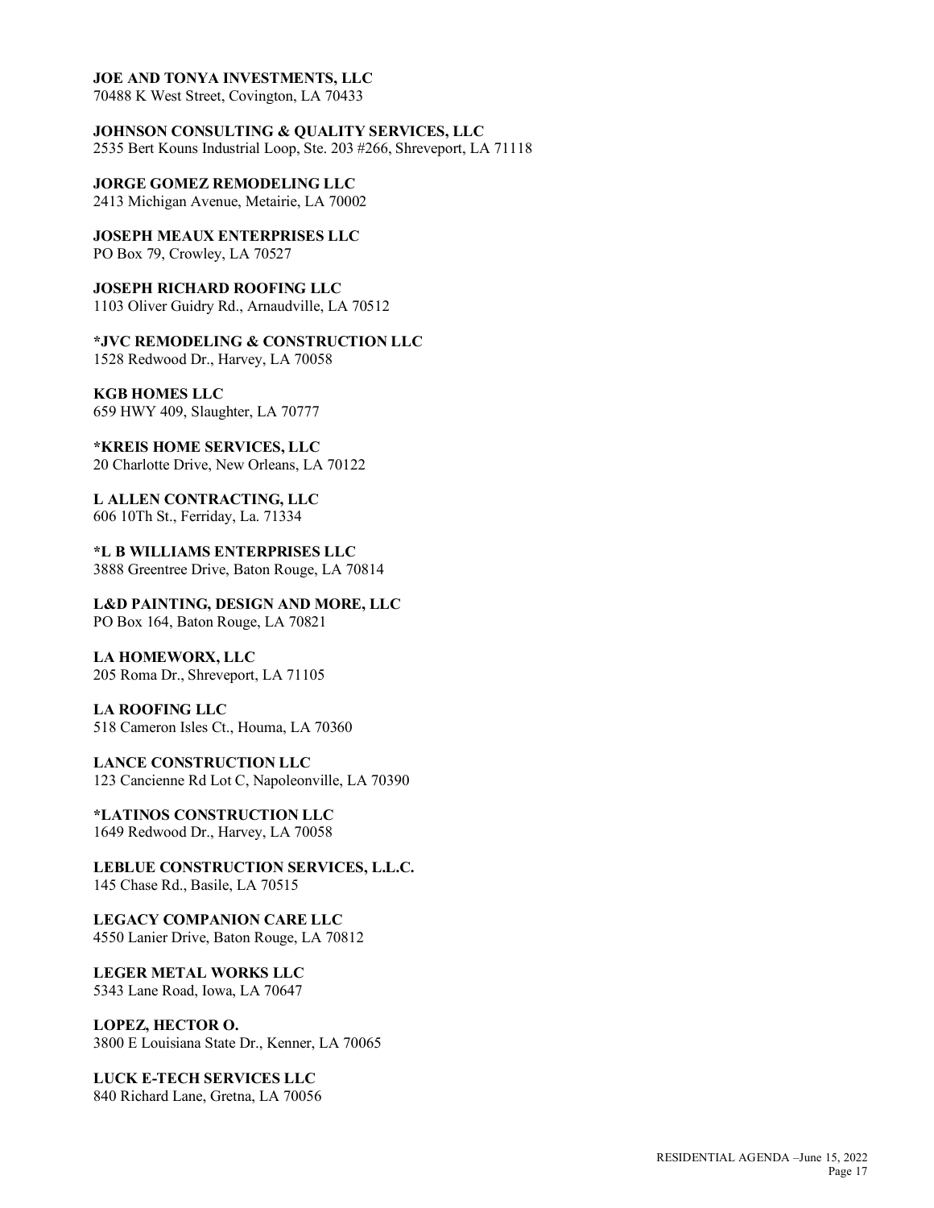**JOE AND TONYA INVESTMENTS, LLC**
70488 K West Street, Covington, LA 70433

**JOHNSON CONSULTING & QUALITY SERVICES, LLC**
2535 Bert Kouns Industrial Loop, Ste. 203 #266, Shreveport, LA 71118

**JORGE GOMEZ REMODELING LLC**
2413 Michigan Avenue, Metairie, LA 70002

**JOSEPH MEAUX ENTERPRISES LLC**
PO Box 79, Crowley, LA 70527

**JOSEPH RICHARD ROOFING LLC**
1103 Oliver Guidry Rd., Arnaudville, LA 70512

**\*JVC REMODELING & CONSTRUCTION LLC**
1528 Redwood Dr., Harvey, LA 70058

**KGB HOMES LLC**
659 HWY 409, Slaughter, LA 70777

**\*KREIS HOME SERVICES, LLC**
20 Charlotte Drive, New Orleans, LA 70122

**L ALLEN CONTRACTING, LLC**
606 10Th St., Ferriday, La. 71334

**\*L B WILLIAMS ENTERPRISES LLC**
3888 Greentree Drive, Baton Rouge, LA 70814

**L&D PAINTING, DESIGN AND MORE, LLC**
PO Box 164, Baton Rouge, LA 70821

**LA HOMEWORX, LLC**
205 Roma Dr., Shreveport, LA 71105

**LA ROOFING LLC**
518 Cameron Isles Ct., Houma, LA 70360

**LANCE CONSTRUCTION LLC**
123 Cancienne Rd Lot C, Napoleonville, LA 70390

**\*LATINOS CONSTRUCTION LLC**
1649 Redwood Dr., Harvey, LA 70058

**LEBLUE CONSTRUCTION SERVICES, L.L.C.**
145 Chase Rd., Basile, LA 70515

**LEGACY COMPANION CARE LLC**
4550 Lanier Drive, Baton Rouge, LA 70812

**LEGER METAL WORKS LLC**
5343 Lane Road, Iowa, LA 70647

**LOPEZ, HECTOR O.**
3800 E Louisiana State Dr., Kenner, LA 70065

**LUCK E-TECH SERVICES LLC**
840 Richard Lane, Gretna, LA 70056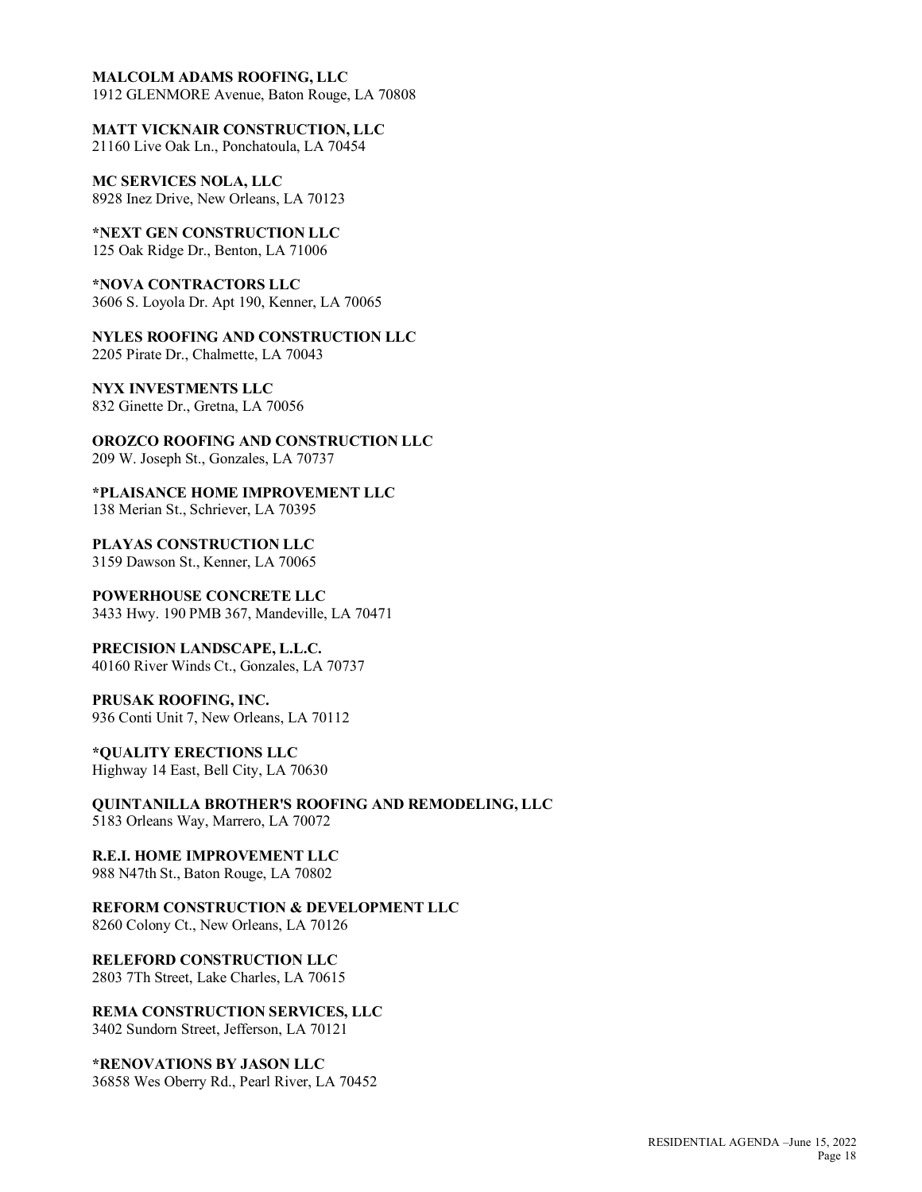**MALCOLM ADAMS ROOFING, LLC**
1912 GLENMORE Avenue, Baton Rouge, LA 70808

**MATT VICKNAIR CONSTRUCTION, LLC**
21160 Live Oak Ln., Ponchatoula, LA 70454

**MC SERVICES NOLA, LLC**
8928 Inez Drive, New Orleans, LA 70123

**\*NEXT GEN CONSTRUCTION LLC**
125 Oak Ridge Dr., Benton, LA 71006

**\*NOVA CONTRACTORS LLC**
3606 S. Loyola Dr. Apt 190, Kenner, LA 70065

**NYLES ROOFING AND CONSTRUCTION LLC**
2205 Pirate Dr., Chalmette, LA 70043

**NYX INVESTMENTS LLC**
832 Ginette Dr., Gretna, LA 70056

**OROZCO ROOFING AND CONSTRUCTION LLC**
209 W. Joseph St., Gonzales, LA 70737

**\*PLAISANCE HOME IMPROVEMENT LLC**
138 Merian St., Schriever, LA 70395

**PLAYAS CONSTRUCTION LLC**
3159 Dawson St., Kenner, LA 70065

**POWERHOUSE CONCRETE LLC**
3433 Hwy. 190 PMB 367, Mandeville, LA 70471

**PRECISION LANDSCAPE, L.L.C.**
40160 River Winds Ct., Gonzales, LA 70737

**PRUSAK ROOFING, INC.**
936 Conti Unit 7, New Orleans, LA 70112

**\*QUALITY ERECTIONS LLC**
Highway 14 East, Bell City, LA 70630

**QUINTANILLA BROTHER'S ROOFING AND REMODELING, LLC**
5183 Orleans Way, Marrero, LA 70072

**R.E.I. HOME IMPROVEMENT LLC**
988 N47th St., Baton Rouge, LA 70802

**REFORM CONSTRUCTION & DEVELOPMENT LLC**
8260 Colony Ct., New Orleans, LA 70126

**RELEFORD CONSTRUCTION LLC**
2803 7Th Street, Lake Charles, LA 70615

**REMA CONSTRUCTION SERVICES, LLC**
3402 Sundorn Street, Jefferson, LA 70121

**\*RENOVATIONS BY JASON LLC**
36858 Wes Oberry Rd., Pearl River, LA 70452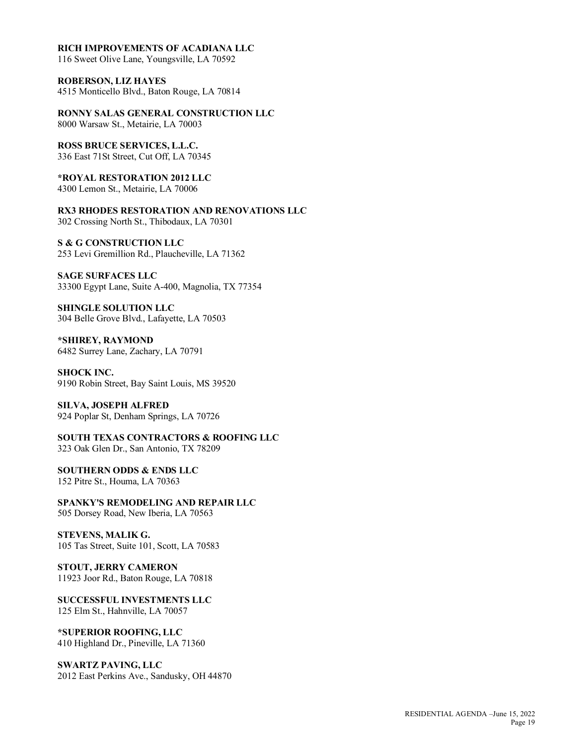**RICH IMPROVEMENTS OF ACADIANA LLC**
116 Sweet Olive Lane, Youngsville, LA 70592

**ROBERSON, LIZ HAYES**
4515 Monticello Blvd., Baton Rouge, LA 70814

**RONNY SALAS GENERAL CONSTRUCTION LLC**
8000 Warsaw St., Metairie, LA 70003

**ROSS BRUCE SERVICES, L.L.C.**
336 East 71St Street, Cut Off, LA 70345

**\*ROYAL RESTORATION 2012 LLC**
4300 Lemon St., Metairie, LA 70006

**RX3 RHODES RESTORATION AND RENOVATIONS LLC**
302 Crossing North St., Thibodaux, LA 70301

**S & G CONSTRUCTION LLC**
253 Levi Gremillion Rd., Plaucheville, LA 71362

**SAGE SURFACES LLC**
33300 Egypt Lane, Suite A-400, Magnolia, TX 77354

**SHINGLE SOLUTION LLC**
304 Belle Grove Blvd., Lafayette, LA 70503

**\*SHIREY, RAYMOND**
6482 Surrey Lane, Zachary, LA 70791

**SHOCK INC.**
9190 Robin Street, Bay Saint Louis, MS 39520

**SILVA, JOSEPH ALFRED**
924 Poplar St, Denham Springs, LA 70726

**SOUTH TEXAS CONTRACTORS & ROOFING LLC**
323 Oak Glen Dr., San Antonio, TX 78209

**SOUTHERN ODDS & ENDS LLC**
152 Pitre St., Houma, LA 70363

**SPANKY'S REMODELING AND REPAIR LLC**
505 Dorsey Road, New Iberia, LA 70563

**STEVENS, MALIK G.**
105 Tas Street, Suite 101, Scott, LA 70583

**STOUT, JERRY CAMERON**
11923 Joor Rd., Baton Rouge, LA 70818

**SUCCESSFUL INVESTMENTS LLC**
125 Elm St., Hahnville, LA 70057

**\*SUPERIOR ROOFING, LLC**
410 Highland Dr., Pineville, LA 71360

**SWARTZ PAVING, LLC**
2012 East Perkins Ave., Sandusky, OH 44870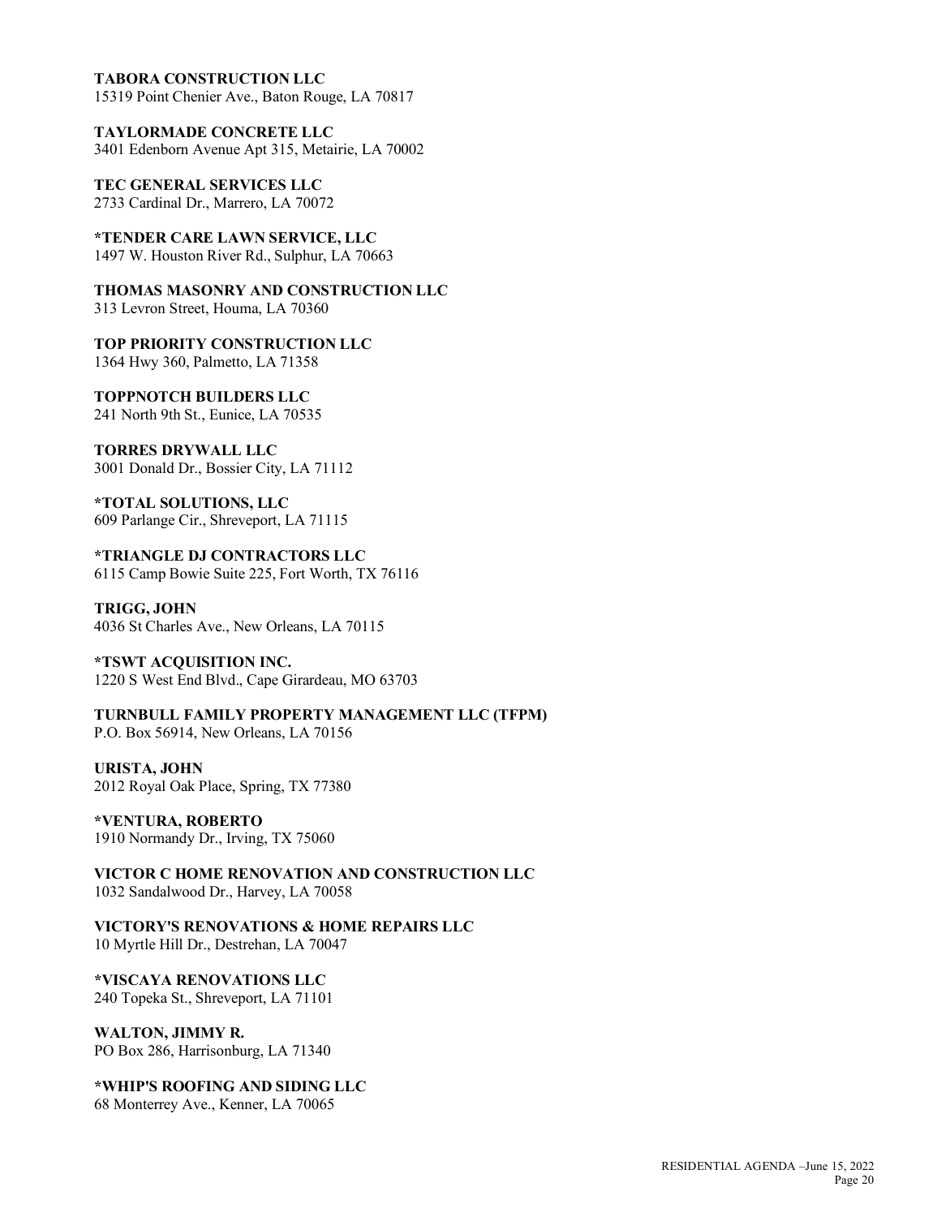**TABORA CONSTRUCTION LLC**
15319 Point Chenier Ave., Baton Rouge, LA 70817

**TAYLORMADE CONCRETE LLC**
3401 Edenborn Avenue Apt 315, Metairie, LA 70002

**TEC GENERAL SERVICES LLC**
2733 Cardinal Dr., Marrero, LA 70072

**\*TENDER CARE LAWN SERVICE, LLC**
1497 W. Houston River Rd., Sulphur, LA 70663

**THOMAS MASONRY AND CONSTRUCTION LLC**
313 Levron Street, Houma, LA 70360

**TOP PRIORITY CONSTRUCTION LLC**
1364 Hwy 360, Palmetto, LA 71358

**TOPPNOTCH BUILDERS LLC**
241 North 9th St., Eunice, LA 70535

**TORRES DRYWALL LLC**
3001 Donald Dr., Bossier City, LA 71112

**\*TOTAL SOLUTIONS, LLC**
609 Parlange Cir., Shreveport, LA 71115

**\*TRIANGLE DJ CONTRACTORS LLC**
6115 Camp Bowie Suite 225, Fort Worth, TX 76116

**TRIGG, JOHN**
4036 St Charles Ave., New Orleans, LA 70115

**\*TSWT ACQUISITION INC.**
1220 S West End Blvd., Cape Girardeau, MO 63703

**TURNBULL FAMILY PROPERTY MANAGEMENT LLC (TFPM)**
P.O. Box 56914, New Orleans, LA 70156

**URISTA, JOHN**
2012 Royal Oak Place, Spring, TX 77380

**\*VENTURA, ROBERTO**
1910 Normandy Dr., Irving, TX 75060

**VICTOR C HOME RENOVATION AND CONSTRUCTION LLC**
1032 Sandalwood Dr., Harvey, LA 70058

**VICTORY'S RENOVATIONS & HOME REPAIRS LLC**
10 Myrtle Hill Dr., Destrehan, LA 70047

**\*VISCAYA RENOVATIONS LLC**
240 Topeka St., Shreveport, LA 71101

**WALTON, JIMMY R.**
PO Box 286, Harrisonburg, LA 71340

**\*WHIP'S ROOFING AND SIDING LLC**
68 Monterrey Ave., Kenner, LA 70065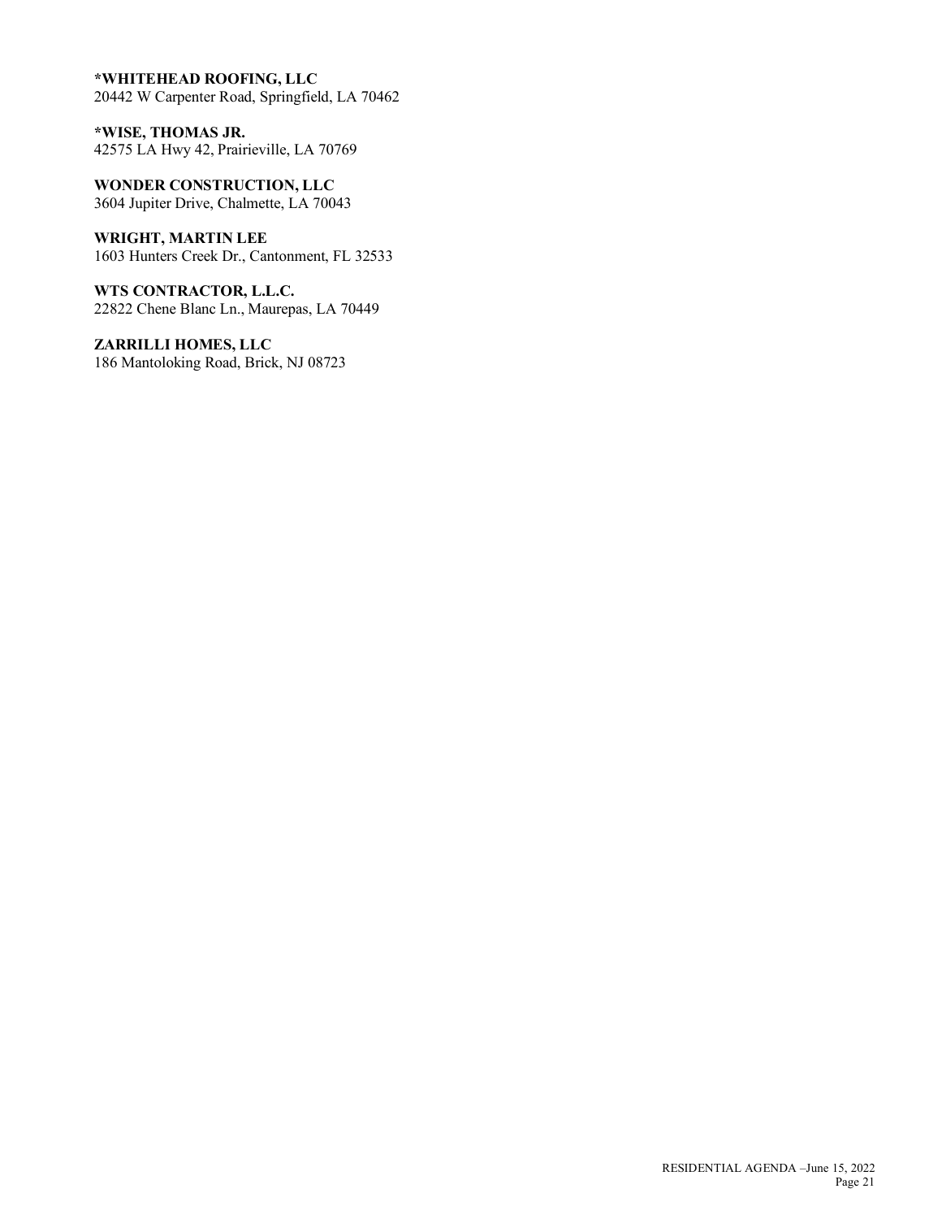**\*WHITEHEAD ROOFING, LLC**
20442 W Carpenter Road, Springfield, LA 70462

**\*WISE, THOMAS JR.**
42575 LA Hwy 42, Prairieville, LA 70769

**WONDER CONSTRUCTION, LLC**
3604 Jupiter Drive, Chalmette, LA 70043

**WRIGHT, MARTIN LEE**
1603 Hunters Creek Dr., Cantonment, FL 32533

**WTS CONTRACTOR, L.L.C.**
22822 Chene Blanc Ln., Maurepas, LA 70449

**ZARRILLI HOMES, LLC**
186 Mantoloking Road, Brick, NJ 08723